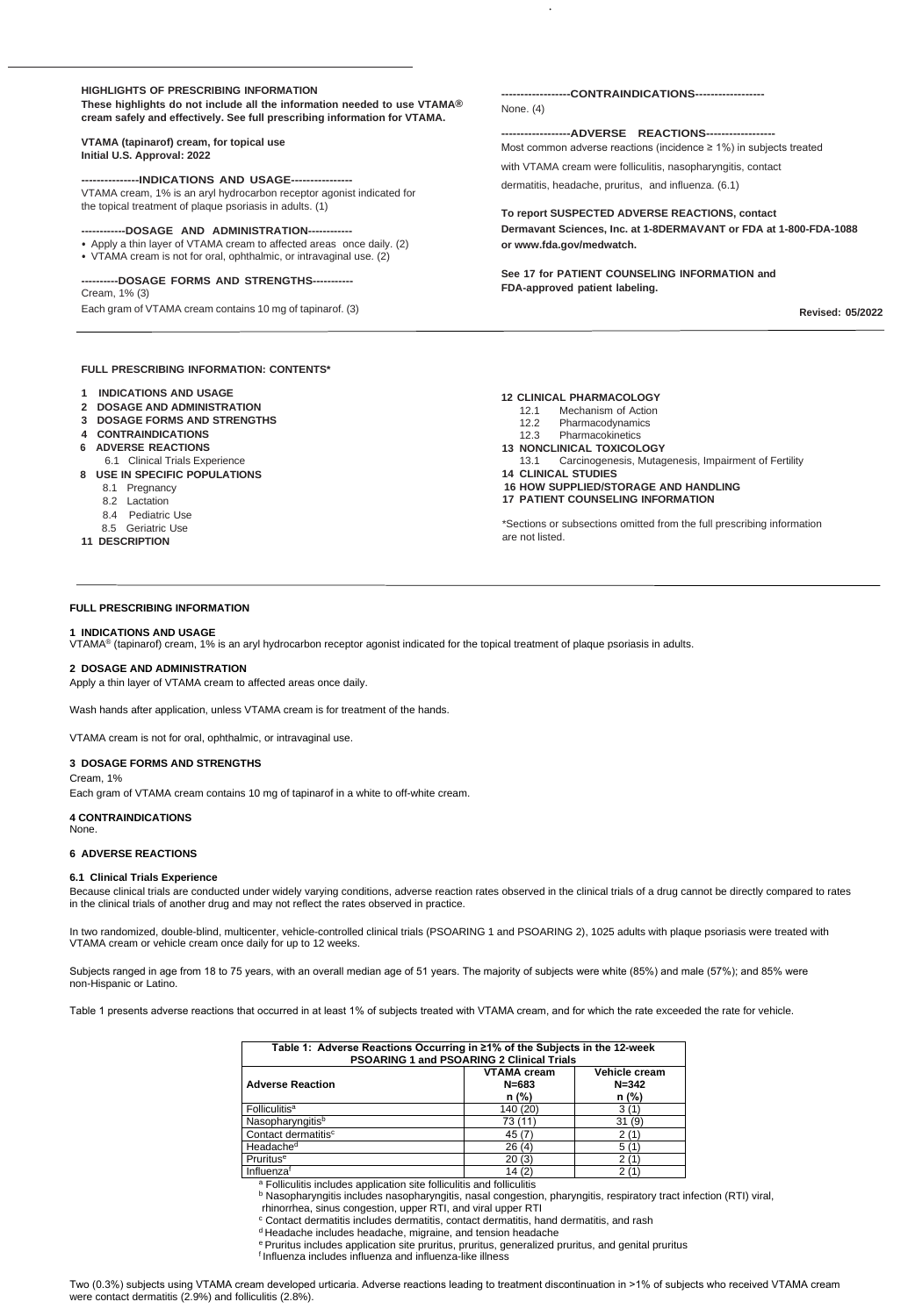**HIGHLIGHTS OF PRESCRIBING INFORMATION**

**These highlights do not include all the information needed to use VTAMA® cream safely and effectively. See full prescribing information for VTAMA.**

**VTAMA (tapinarof) cream, for topical use**
**Initial U.S. Approval: 2022**

**----------------INDICATIONS AND USAGE----------------**

VTAMA cream, 1% is an aryl hydrocarbon receptor agonist indicated for the topical treatment of plaque psoriasis in adults. (1)

**------------DOSAGE AND ADMINISTRATION------------**

- Apply a thin layer of VTAMA cream to affected areas once daily. (2)
- VTAMA cream is not for oral, ophthalmic, or intravaginal use. (2)

**----------DOSAGE FORMS AND STRENGTHS-----------**

Cream, 1% (3)

Each gram of VTAMA cream contains 10 mg of tapinarof. (3)

**------------------CONTRAINDICATIONS------------------**

None. (4)

**------------------ADVERSE REACTIONS------------------**

Most common adverse reactions (incidence ≥ 1%) in subjects treated with VTAMA cream were folliculitis, nasopharyngitis, contact dermatitis, headache, pruritus, and influenza. (6.1)

**To report SUSPECTED ADVERSE REACTIONS, contact Dermavant Sciences, Inc. at 1-8DERMAVANT or FDA at 1-800-FDA-1088 or www.fda.gov/medwatch.**

**See 17 for PATIENT COUNSELING INFORMATION and FDA-approved patient labeling.**

**Revised: 05/2022**

**FULL PRESCRIBING INFORMATION: CONTENTS***

**1 INDICATIONS AND USAGE**
**2 DOSAGE AND ADMINISTRATION**
**3 DOSAGE FORMS AND STRENGTHS**
**4 CONTRAINDICATIONS**
**6 ADVERSE REACTIONS**
  6.1 Clinical Trials Experience
**8 USE IN SPECIFIC POPULATIONS**
  8.1 Pregnancy
  8.2 Lactation
  8.4 Pediatric Use
  8.5 Geriatric Use
**11 DESCRIPTION**
**12 CLINICAL PHARMACOLOGY**
  12.1 Mechanism of Action
  12.2 Pharmacodynamics
  12.3 Pharmacokinetics
**13 NONCLINICAL TOXICOLOGY**
  13.1 Carcinogenesis, Mutagenesis, Impairment of Fertility
**14 CLINICAL STUDIES**
**16 HOW SUPPLIED/STORAGE AND HANDLING**
**17 PATIENT COUNSELING INFORMATION**

*Sections or subsections omitted from the full prescribing information are not listed.

## FULL PRESCRIBING INFORMATION

### 1 INDICATIONS AND USAGE

VTAMA® (tapinarof) cream, 1% is an aryl hydrocarbon receptor agonist indicated for the topical treatment of plaque psoriasis in adults.

### 2 DOSAGE AND ADMINISTRATION

Apply a thin layer of VTAMA cream to affected areas once daily.

Wash hands after application, unless VTAMA cream is for treatment of the hands.

VTAMA cream is not for oral, ophthalmic, or intravaginal use.

### 3 DOSAGE FORMS AND STRENGTHS

Cream, 1%

Each gram of VTAMA cream contains 10 mg of tapinarof in a white to off-white cream.

### 4 CONTRAINDICATIONS

None.

### 6 ADVERSE REACTIONS

#### 6.1 Clinical Trials Experience

Because clinical trials are conducted under widely varying conditions, adverse reaction rates observed in the clinical trials of a drug cannot be directly compared to rates in the clinical trials of another drug and may not reflect the rates observed in practice.

In two randomized, double-blind, multicenter, vehicle-controlled clinical trials (PSOARING 1 and PSOARING 2), 1025 adults with plaque psoriasis were treated with VTAMA cream or vehicle cream once daily for up to 12 weeks.

Subjects ranged in age from 18 to 75 years, with an overall median age of 51 years. The majority of subjects were white (85%) and male (57%); and 85% were non-Hispanic or Latino.

Table 1 presents adverse reactions that occurred in at least 1% of subjects treated with VTAMA cream, and for which the rate exceeded the rate for vehicle.

**Table 1: Adverse Reactions Occurring in ≥1% of the Subjects in the 12-week PSOARING 1 and PSOARING 2 Clinical Trials**

| Adverse Reaction | VTAMA cream N=683 n (%) | Vehicle cream N=342 n (%) |
|---|---|---|
| Folliculitis[a] | 140 (20) | 3 (1) |
| Nasopharyngitis[b] | 73 (11) | 31 (9) |
| Contact dermatitis[c] | 45 (7) | 2 (1) |
| Headache[d] | 26 (4) | 5 (1) |
| Pruritus[e] | 20 (3) | 2 (1) |
| Influenza[f] | 14 (2) | 2 (1) |

[a] Folliculitis includes application site folliculitis and folliculitis
[b] Nasopharyngitis includes nasopharyngitis, nasal congestion, pharyngitis, respiratory tract infection (RTI) viral, rhinorrhea, sinus congestion, upper RTI, and viral upper RTI
[c] Contact dermatitis includes dermatitis, contact dermatitis, hand dermatitis, and rash
[d] Headache includes headache, migraine, and tension headache
[e] Pruritus includes application site pruritus, pruritus, generalized pruritus, and genital pruritus
[f] Influenza includes influenza and influenza-like illness

Two (0.3%) subjects using VTAMA cream developed urticaria. Adverse reactions leading to treatment discontinuation in >1% of subjects who received VTAMA cream were contact dermatitis (2.9%) and folliculitis (2.8%).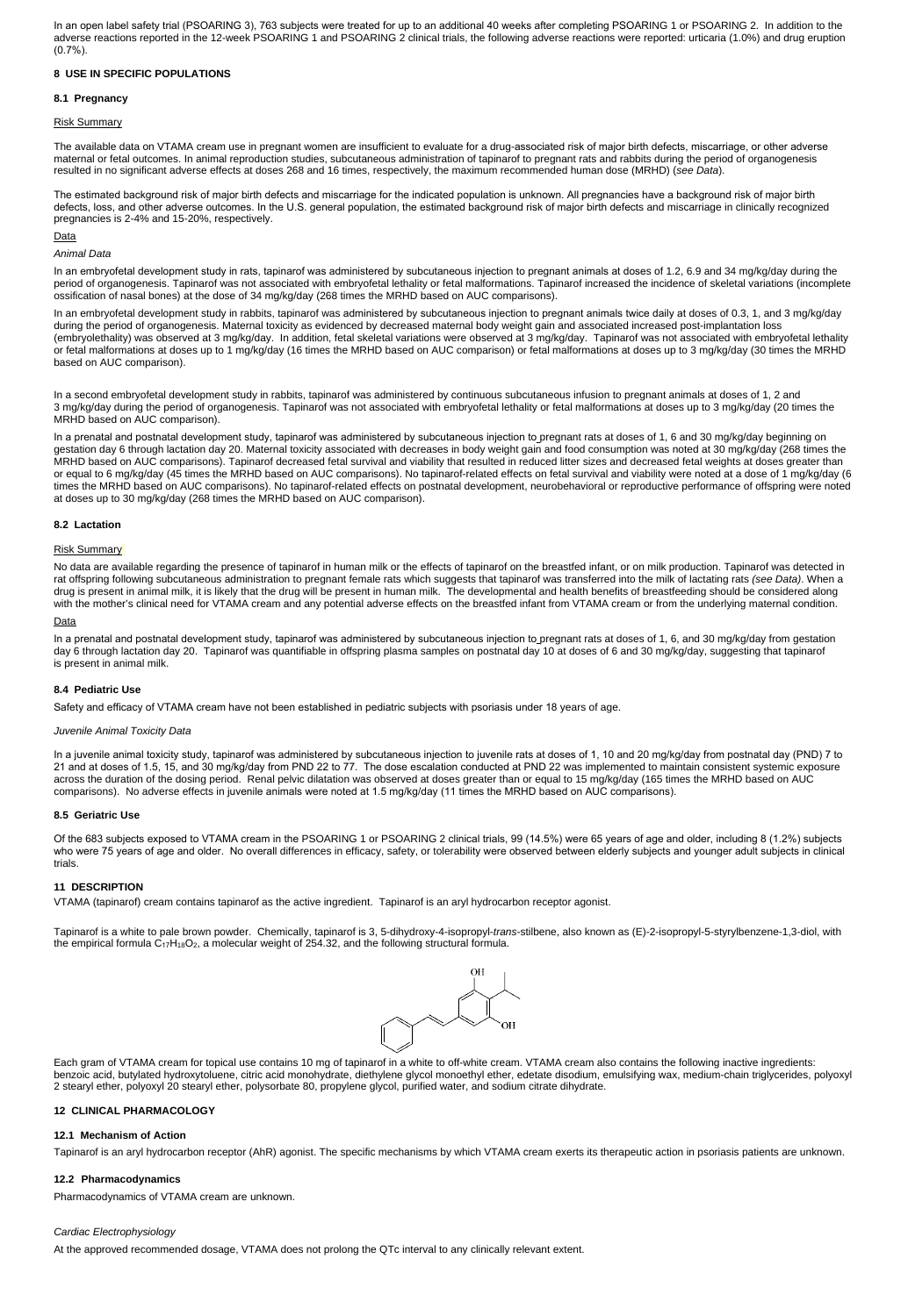In an open label safety trial (PSOARING 3), 763 subjects were treated for up to an additional 40 weeks after completing PSOARING 1 or PSOARING 2. In addition to the adverse reactions reported in the 12-week PSOARING 1 and PSOARING 2 clinical trials, the following adverse reactions were reported: urticaria (1.0%) and drug eruption (0.7%).

## 8 USE IN SPECIFIC POPULATIONS

### 8.1 Pregnancy

Risk Summary

The available data on VTAMA cream use in pregnant women are insufficient to evaluate for a drug-associated risk of major birth defects, miscarriage, or other adverse maternal or fetal outcomes. In animal reproduction studies, subcutaneous administration of tapinarof to pregnant rats and rabbits during the period of organogenesis resulted in no significant adverse effects at doses 268 and 16 times, respectively, the maximum recommended human dose (MRHD) (*see Data*).

The estimated background risk of major birth defects and miscarriage for the indicated population is unknown. All pregnancies have a background risk of major birth defects, loss, and other adverse outcomes. In the U.S. general population, the estimated background risk of major birth defects and miscarriage in clinically recognized pregnancies is 2-4% and 15-20%, respectively.

Data

*Animal Data*

In an embryofetal development study in rats, tapinarof was administered by subcutaneous injection to pregnant animals at doses of 1.2, 6.9 and 34 mg/kg/day during the period of organogenesis. Tapinarof was not associated with embryofetal lethality or fetal malformations. Tapinarof increased the incidence of skeletal variations (incomplete ossification of nasal bones) at the dose of 34 mg/kg/day (268 times the MRHD based on AUC comparisons).

In an embryofetal development study in rabbits, tapinarof was administered by subcutaneous injection to pregnant animals twice daily at doses of 0.3, 1, and 3 mg/kg/day during the period of organogenesis. Maternal toxicity as evidenced by decreased maternal body weight gain and associated increased post-implantation loss (embryolethality) was observed at 3 mg/kg/day. In addition, fetal skeletal variations were observed at 3 mg/kg/day. Tapinarof was not associated with embryofetal lethality or fetal malformations at doses up to 1 mg/kg/day (16 times the MRHD based on AUC comparison) or fetal malformations at doses up to 3 mg/kg/day (30 times the MRHD based on AUC comparison).

In a second embryofetal development study in rabbits, tapinarof was administered by continuous subcutaneous infusion to pregnant animals at doses of 1, 2 and 3 mg/kg/day during the period of organogenesis. Tapinarof was not associated with embryofetal lethality or fetal malformations at doses up to 3 mg/kg/day (20 times the MRHD based on AUC comparison).

In a prenatal and postnatal development study, tapinarof was administered by subcutaneous injection to pregnant rats at doses of 1, 6 and 30 mg/kg/day beginning on gestation day 6 through lactation day 20. Maternal toxicity associated with decreases in body weight gain and food consumption was noted at 30 mg/kg/day (268 times the MRHD based on AUC comparisons). Tapinarof decreased fetal survival and viability that resulted in reduced litter sizes and decreased fetal weights at doses greater than or equal to 6 mg/kg/day (45 times the MRHD based on AUC comparisons). No tapinarof-related effects on fetal survival and viability were noted at a dose of 1 mg/kg/day (6 times the MRHD based on AUC comparisons). No tapinarof-related effects on postnatal development, neurobehavioral or reproductive performance of offspring were noted at doses up to 30 mg/kg/day (268 times the MRHD based on AUC comparison).

### 8.2 Lactation

Risk Summary

No data are available regarding the presence of tapinarof in human milk or the effects of tapinarof on the breastfed infant, or on milk production. Tapinarof was detected in rat offspring following subcutaneous administration to pregnant female rats which suggests that tapinarof was transferred into the milk of lactating rats *(see Data)*. When a drug is present in animal milk, it is likely that the drug will be present in human milk. The developmental and health benefits of breastfeeding should be considered along with the mother's clinical need for VTAMA cream and any potential adverse effects on the breastfed infant from VTAMA cream or from the underlying maternal condition.

Data

In a prenatal and postnatal development study, tapinarof was administered by subcutaneous injection to pregnant rats at doses of 1, 6, and 30 mg/kg/day from gestation day 6 through lactation day 20. Tapinarof was quantifiable in offspring plasma samples on postnatal day 10 at doses of 6 and 30 mg/kg/day, suggesting that tapinarof is present in animal milk.

### 8.4 Pediatric Use

Safety and efficacy of VTAMA cream have not been established in pediatric subjects with psoriasis under 18 years of age.

*Juvenile Animal Toxicity Data*

In a juvenile animal toxicity study, tapinarof was administered by subcutaneous injection to juvenile rats at doses of 1, 10 and 20 mg/kg/day from postnatal day (PND) 7 to 21 and at doses of 1.5, 15, and 30 mg/kg/day from PND 22 to 77. The dose escalation conducted at PND 22 was implemented to maintain consistent systemic exposure across the duration of the dosing period. Renal pelvic dilatation was observed at doses greater than or equal to 15 mg/kg/day (165 times the MRHD based on AUC comparisons). No adverse effects in juvenile animals were noted at 1.5 mg/kg/day (11 times the MRHD based on AUC comparisons).

### 8.5 Geriatric Use

Of the 683 subjects exposed to VTAMA cream in the PSOARING 1 or PSOARING 2 clinical trials, 99 (14.5%) were 65 years of age and older, including 8 (1.2%) subjects who were 75 years of age and older. No overall differences in efficacy, safety, or tolerability were observed between elderly subjects and younger adult subjects in clinical trials.

## 11 DESCRIPTION

VTAMA (tapinarof) cream contains tapinarof as the active ingredient. Tapinarof is an aryl hydrocarbon receptor agonist.

Tapinarof is a white to pale brown powder. Chemically, tapinarof is 3, 5-dihydroxy-4-isopropyl-*trans*-stilbene, also known as (E)-2-isopropyl-5-styrylbenzene-1,3-diol, with the empirical formula $C_{17}H_{18}O_2$, a molecular weight of 254.32, and the following structural formula.

Each gram of VTAMA cream for topical use contains 10 mg of tapinarof in a white to off-white cream. VTAMA cream also contains the following inactive ingredients: benzoic acid, butylated hydroxytoluene, citric acid monohydrate, diethylene glycol monoethyl ether, edetate disodium, emulsifying wax, medium-chain triglycerides, polyoxyl 2 stearyl ether, polyoxyl 20 stearyl ether, polysorbate 80, propylene glycol, purified water, and sodium citrate dihydrate.

## 12 CLINICAL PHARMACOLOGY

### 12.1 Mechanism of Action

Tapinarof is an aryl hydrocarbon receptor (AhR) agonist. The specific mechanisms by which VTAMA cream exerts its therapeutic action in psoriasis patients are unknown.

### 12.2 Pharmacodynamics

Pharmacodynamics of VTAMA cream are unknown.

*Cardiac Electrophysiology*

At the approved recommended dosage, VTAMA does not prolong the QTc interval to any clinically relevant extent.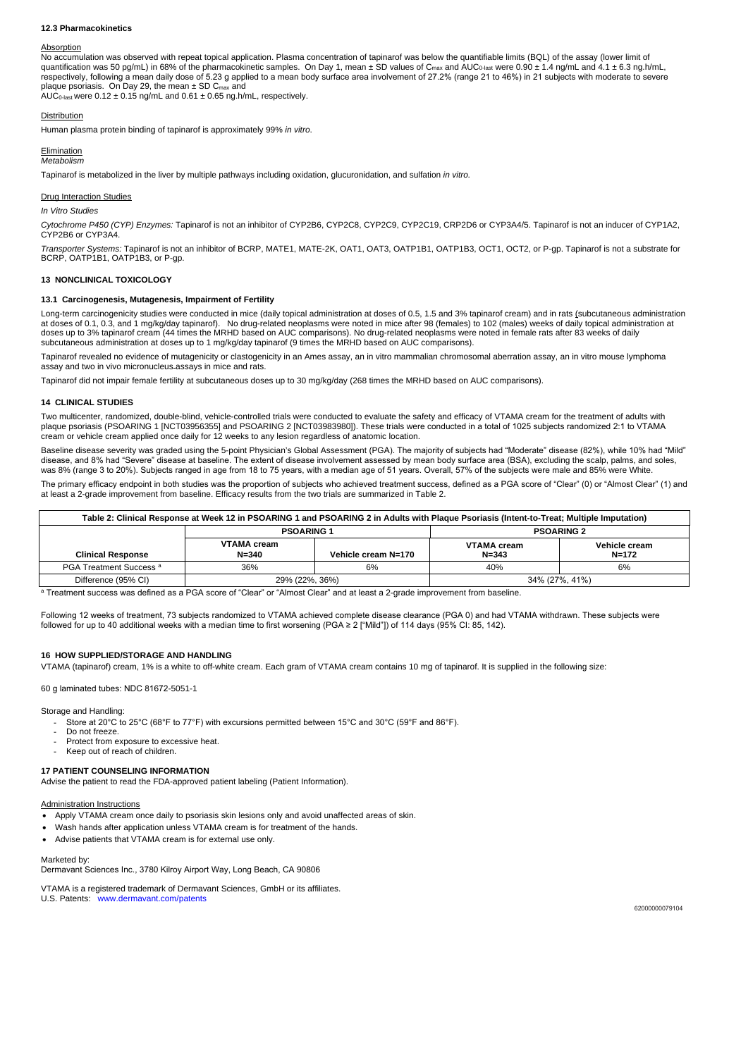### 12.3 Pharmacokinetics

Absorption

No accumulation was observed with repeat topical application. Plasma concentration of tapinarof was below the quantifiable limits (BQL) of the assay (lower limit of quantification was 50 pg/mL) in 68% of the pharmacokinetic samples. On Day 1, mean ± SD values of $C_{max}$ and $AUC_{0\text{-last}}$ were 0.90 ± 1.4 ng/mL and 4.1 ± 6.3 ng.h/mL, respectively, following a mean daily dose of 5.23 g applied to a mean body surface area involvement of 27.2% (range 21 to 46%) in 21 subjects with moderate to severe plaque psoriasis. On Day 29, the mean ± SD $C_{max}$ and $AUC_{0\text{-last}}$ were 0.12 ± 0.15 ng/mL and 0.61 ± 0.65 ng.h/mL, respectively.

Distribution

Human plasma protein binding of tapinarof is approximately 99% *in vitro*.

Elimination

*Metabolism*

Tapinarof is metabolized in the liver by multiple pathways including oxidation, glucuronidation, and sulfation *in vitro.*

Drug Interaction Studies

*In Vitro Studies*

*Cytochrome P450 (CYP) Enzymes:* Tapinarof is not an inhibitor of CYP2B6, CYP2C8, CYP2C9, CYP2C19, CRP2D6 or CYP3A4/5. Tapinarof is not an inducer of CYP1A2, CYP2B6 or CYP3A4.

*Transporter Systems:* Tapinarof is not an inhibitor of BCRP, MATE1, MATE-2K, OAT1, OAT3, OATP1B1, OATP1B3, OCT1, OCT2, or P-gp. Tapinarof is not a substrate for BCRP, OATP1B1, OATP1B3, or P-gp.

## 13 NONCLINICAL TOXICOLOGY

### 13.1 Carcinogenesis, Mutagenesis, Impairment of Fertility

Long-term carcinogenicity studies were conducted in mice (daily topical administration at doses of 0.5, 1.5 and 3% tapinarof cream) and in rats (subcutaneous administration at doses of 0.1, 0.3, and 1 mg/kg/day tapinarof). No drug-related neoplasms were noted in mice after 98 (females) to 102 (males) weeks of daily topical administration at doses up to 3% tapinarof cream (44 times the MRHD based on AUC comparisons). No drug-related neoplasms were noted in female rats after 83 weeks of daily subcutaneous administration at doses up to 1 mg/kg/day tapinarof (9 times the MRHD based on AUC comparisons).

Tapinarof revealed no evidence of mutagenicity or clastogenicity in an Ames assay, an in vitro mammalian chromosomal aberration assay, an in vitro mouse lymphoma assay and two in vivo micronucleus assays in mice and rats.

Tapinarof did not impair female fertility at subcutaneous doses up to 30 mg/kg/day (268 times the MRHD based on AUC comparisons).

## 14 CLINICAL STUDIES

Two multicenter, randomized, double-blind, vehicle-controlled trials were conducted to evaluate the safety and efficacy of VTAMA cream for the treatment of adults with plaque psoriasis (PSOARING 1 [NCT03956355] and PSOARING 2 [NCT03983980]). These trials were conducted in a total of 1025 subjects randomized 2:1 to VTAMA cream or vehicle cream applied once daily for 12 weeks to any lesion regardless of anatomic location.

Baseline disease severity was graded using the 5-point Physician's Global Assessment (PGA). The majority of subjects had "Moderate" disease (82%), while 10% had "Mild" disease, and 8% had "Severe" disease at baseline. The extent of disease involvement assessed by mean body surface area (BSA), excluding the scalp, palms, and soles, was 8% (range 3 to 20%). Subjects ranged in age from 18 to 75 years, with a median age of 51 years. Overall, 57% of the subjects were male and 85% were White.

The primary efficacy endpoint in both studies was the proportion of subjects who achieved treatment success, defined as a PGA score of "Clear" (0) or "Almost Clear" (1) and at least a 2-grade improvement from baseline. Efficacy results from the two trials are summarized in Table 2.

**Table 2: Clinical Response at Week 12 in PSOARING 1 and PSOARING 2 in Adults with Plaque Psoriasis (Intent-to-Treat; Multiple Imputation)**

| | PSOARING 1 | | PSOARING 2 | |
|---|---|---|---|---|
| **Clinical Response** | **VTAMA cream N=340** | **Vehicle cream N=170** | **VTAMA cream N=343** | **Vehicle cream N=172** |
| PGA Treatment Success [a] | 36% | 6% | 40% | 6% |
| Difference (95% CI) | 29% (22%, 36%) | | 34% (27%, 41%) | |

[a] Treatment success was defined as a PGA score of "Clear" or "Almost Clear" and at least a 2-grade improvement from baseline.

Following 12 weeks of treatment, 73 subjects randomized to VTAMA achieved complete disease clearance (PGA 0) and had VTAMA withdrawn. These subjects were followed for up to 40 additional weeks with a median time to first worsening (PGA ≥ 2 ["Mild"]) of 114 days (95% CI: 85, 142).

## 16 HOW SUPPLIED/STORAGE AND HANDLING

VTAMA (tapinarof) cream, 1% is a white to off-white cream. Each gram of VTAMA cream contains 10 mg of tapinarof. It is supplied in the following size:

60 g laminated tubes: NDC 81672-5051-1

Storage and Handling:

- Store at 20°C to 25°C (68°F to 77°F) with excursions permitted between 15°C and 30°C (59°F and 86°F).
- Do not freeze.
- Protect from exposure to excessive heat.
- Keep out of reach of children.

## 17 PATIENT COUNSELING INFORMATION

Advise the patient to read the FDA-approved patient labeling (Patient Information).

Administration Instructions

- Apply VTAMA cream once daily to psoriasis skin lesions only and avoid unaffected areas of skin.
- Wash hands after application unless VTAMA cream is for treatment of the hands.
- Advise patients that VTAMA cream is for external use only.

Marketed by:
Dermavant Sciences Inc., 3780 Kilroy Airport Way, Long Beach, CA 90806

VTAMA is a registered trademark of Dermavant Sciences, GmbH or its affiliates.
U.S. Patents: www.dermavant.com/patents

62000000079104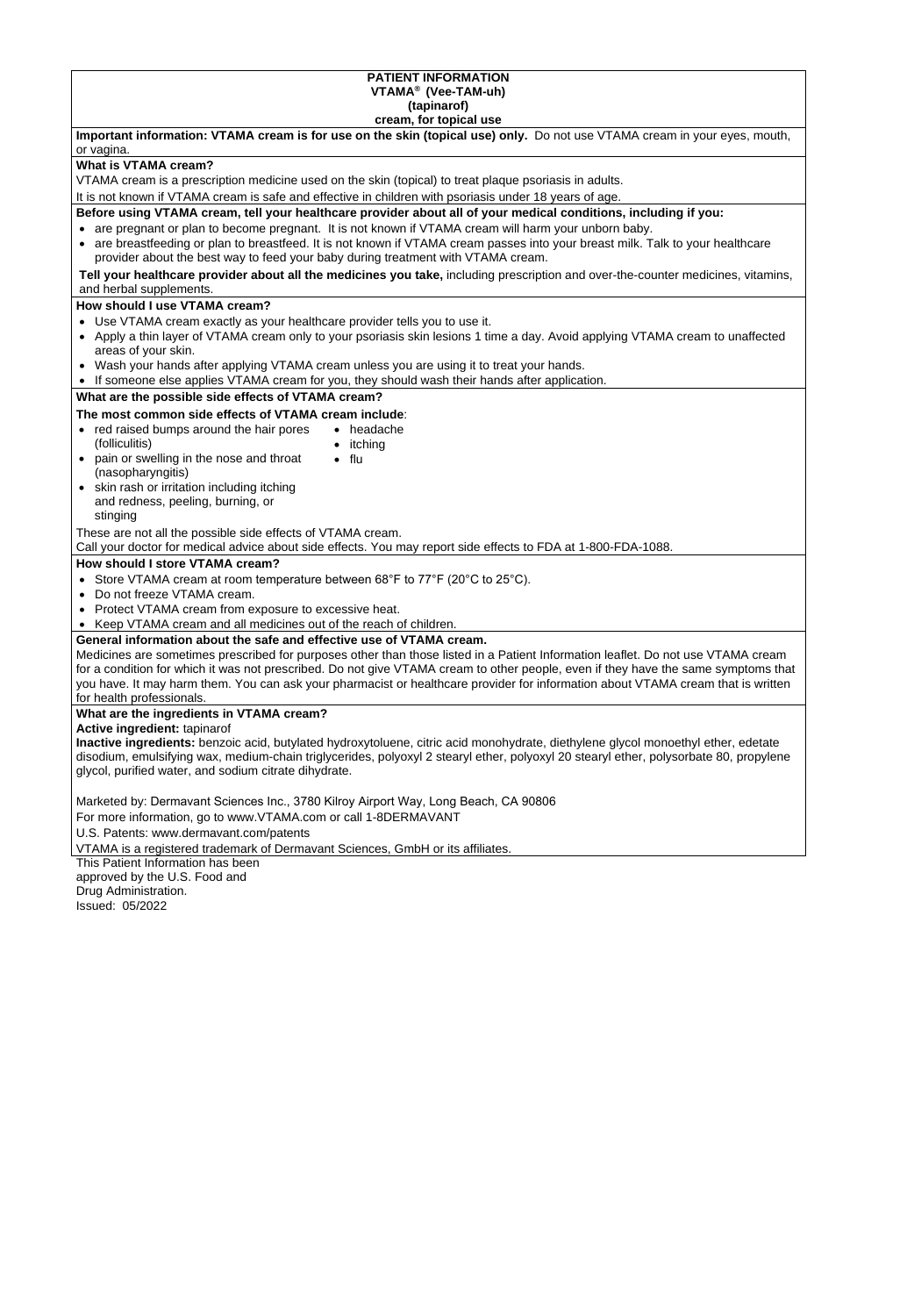# PATIENT INFORMATION
## VTAMA® (Vee-TAM-uh)
## (tapinarof)
## cream, for topical use

**Important information: VTAMA cream is for use on the skin (topical use) only.** Do not use VTAMA cream in your eyes, mouth, or vagina.

**What is VTAMA cream?**

VTAMA cream is a prescription medicine used on the skin (topical) to treat plaque psoriasis in adults.

It is not known if VTAMA cream is safe and effective in children with psoriasis under 18 years of age.

**Before using VTAMA cream, tell your healthcare provider about all of your medical conditions, including if you:**

- are pregnant or plan to become pregnant. It is not known if VTAMA cream will harm your unborn baby.
- are breastfeeding or plan to breastfeed. It is not known if VTAMA cream passes into your breast milk. Talk to your healthcare provider about the best way to feed your baby during treatment with VTAMA cream.

**Tell your healthcare provider about all the medicines you take,** including prescription and over-the-counter medicines, vitamins, and herbal supplements.

**How should I use VTAMA cream?**

- Use VTAMA cream exactly as your healthcare provider tells you to use it.
- Apply a thin layer of VTAMA cream only to your psoriasis skin lesions 1 time a day. Avoid applying VTAMA cream to unaffected areas of your skin.
- Wash your hands after applying VTAMA cream unless you are using it to treat your hands.
- If someone else applies VTAMA cream for you, they should wash their hands after application.

**What are the possible side effects of VTAMA cream?**

**The most common side effects of VTAMA cream include**:

- red raised bumps around the hair pores (folliculitis)
- pain or swelling in the nose and throat (nasopharyngitis)
- skin rash or irritation including itching and redness, peeling, burning, or stinging
- headache
- itching
- flu

These are not all the possible side effects of VTAMA cream.

Call your doctor for medical advice about side effects. You may report side effects to FDA at 1-800-FDA-1088.

**How should I store VTAMA cream?**

- Store VTAMA cream at room temperature between 68°F to 77°F (20°C to 25°C).
- Do not freeze VTAMA cream.
- Protect VTAMA cream from exposure to excessive heat.
- Keep VTAMA cream and all medicines out of the reach of children.

**General information about the safe and effective use of VTAMA cream.**

Medicines are sometimes prescribed for purposes other than those listed in a Patient Information leaflet. Do not use VTAMA cream for a condition for which it was not prescribed. Do not give VTAMA cream to other people, even if they have the same symptoms that you have. It may harm them. You can ask your pharmacist or healthcare provider for information about VTAMA cream that is written for health professionals.

**What are the ingredients in VTAMA cream?**

**Active ingredient:** tapinarof

**Inactive ingredients:** benzoic acid, butylated hydroxytoluene, citric acid monohydrate, diethylene glycol monoethyl ether, edetate disodium, emulsifying wax, medium-chain triglycerides, polyoxyl 2 stearyl ether, polyoxyl 20 stearyl ether, polysorbate 80, propylene glycol, purified water, and sodium citrate dihydrate.

Marketed by: Dermavant Sciences Inc., 3780 Kilroy Airport Way, Long Beach, CA 90806

For more information, go to www.VTAMA.com or call 1-8DERMAVANT

U.S. Patents: www.dermavant.com/patents

VTAMA is a registered trademark of Dermavant Sciences, GmbH or its affiliates.

This Patient Information has been approved by the U.S. Food and Drug Administration.

Issued: 05/2022